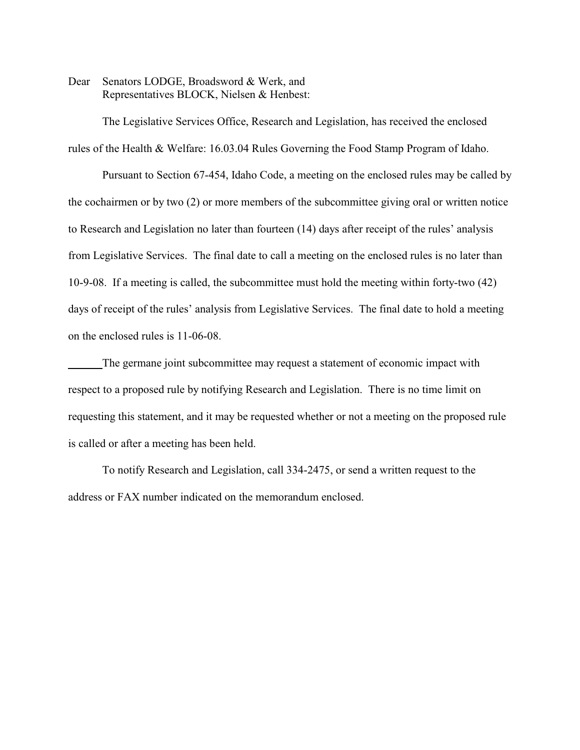Dear Senators LODGE, Broadsword & Werk, and
Representatives BLOCK, Nielsen & Henbest:

The Legislative Services Office, Research and Legislation, has received the enclosed rules of the Health & Welfare: 16.03.04 Rules Governing the Food Stamp Program of Idaho.

Pursuant to Section 67-454, Idaho Code, a meeting on the enclosed rules may be called by the cochairmen or by two (2) or more members of the subcommittee giving oral or written notice to Research and Legislation no later than fourteen (14) days after receipt of the rules' analysis from Legislative Services. The final date to call a meeting on the enclosed rules is no later than 10-9-08. If a meeting is called, the subcommittee must hold the meeting within forty-two (42) days of receipt of the rules' analysis from Legislative Services. The final date to hold a meeting on the enclosed rules is 11-06-08.

______The germane joint subcommittee may request a statement of economic impact with respect to a proposed rule by notifying Research and Legislation. There is no time limit on requesting this statement, and it may be requested whether or not a meeting on the proposed rule is called or after a meeting has been held.

To notify Research and Legislation, call 334-2475, or send a written request to the address or FAX number indicated on the memorandum enclosed.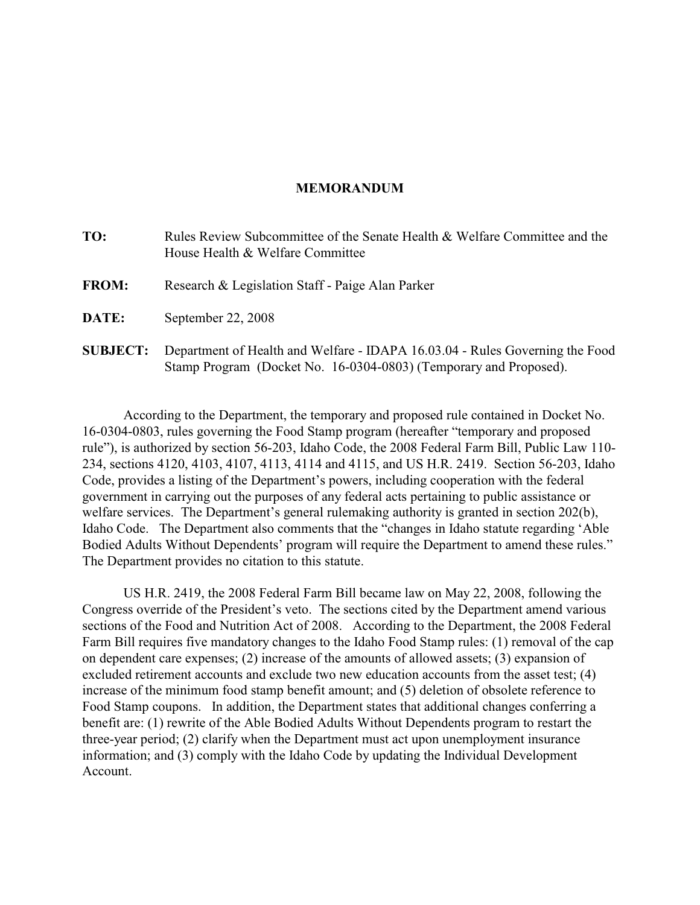**MEMORANDUM**

**TO:** Rules Review Subcommittee of the Senate Health & Welfare Committee and the House Health & Welfare Committee

**FROM:** Research & Legislation Staff - Paige Alan Parker

**DATE:** September 22, 2008

**SUBJECT:** Department of Health and Welfare - IDAPA 16.03.04 - Rules Governing the Food Stamp Program (Docket No. 16-0304-0803) (Temporary and Proposed).

According to the Department, the temporary and proposed rule contained in Docket No. 16-0304-0803, rules governing the Food Stamp program (hereafter "temporary and proposed rule"), is authorized by section 56-203, Idaho Code, the 2008 Federal Farm Bill, Public Law 110-234, sections 4120, 4103, 4107, 4113, 4114 and 4115, and US H.R. 2419. Section 56-203, Idaho Code, provides a listing of the Department's powers, including cooperation with the federal government in carrying out the purposes of any federal acts pertaining to public assistance or welfare services. The Department's general rulemaking authority is granted in section 202(b), Idaho Code. The Department also comments that the "changes in Idaho statute regarding 'Able Bodied Adults Without Dependents' program will require the Department to amend these rules." The Department provides no citation to this statute.

US H.R. 2419, the 2008 Federal Farm Bill became law on May 22, 2008, following the Congress override of the President's veto. The sections cited by the Department amend various sections of the Food and Nutrition Act of 2008. According to the Department, the 2008 Federal Farm Bill requires five mandatory changes to the Idaho Food Stamp rules: (1) removal of the cap on dependent care expenses; (2) increase of the amounts of allowed assets; (3) expansion of excluded retirement accounts and exclude two new education accounts from the asset test; (4) increase of the minimum food stamp benefit amount; and (5) deletion of obsolete reference to Food Stamp coupons. In addition, the Department states that additional changes conferring a benefit are: (1) rewrite of the Able Bodied Adults Without Dependents program to restart the three-year period; (2) clarify when the Department must act upon unemployment insurance information; and (3) comply with the Idaho Code by updating the Individual Development Account.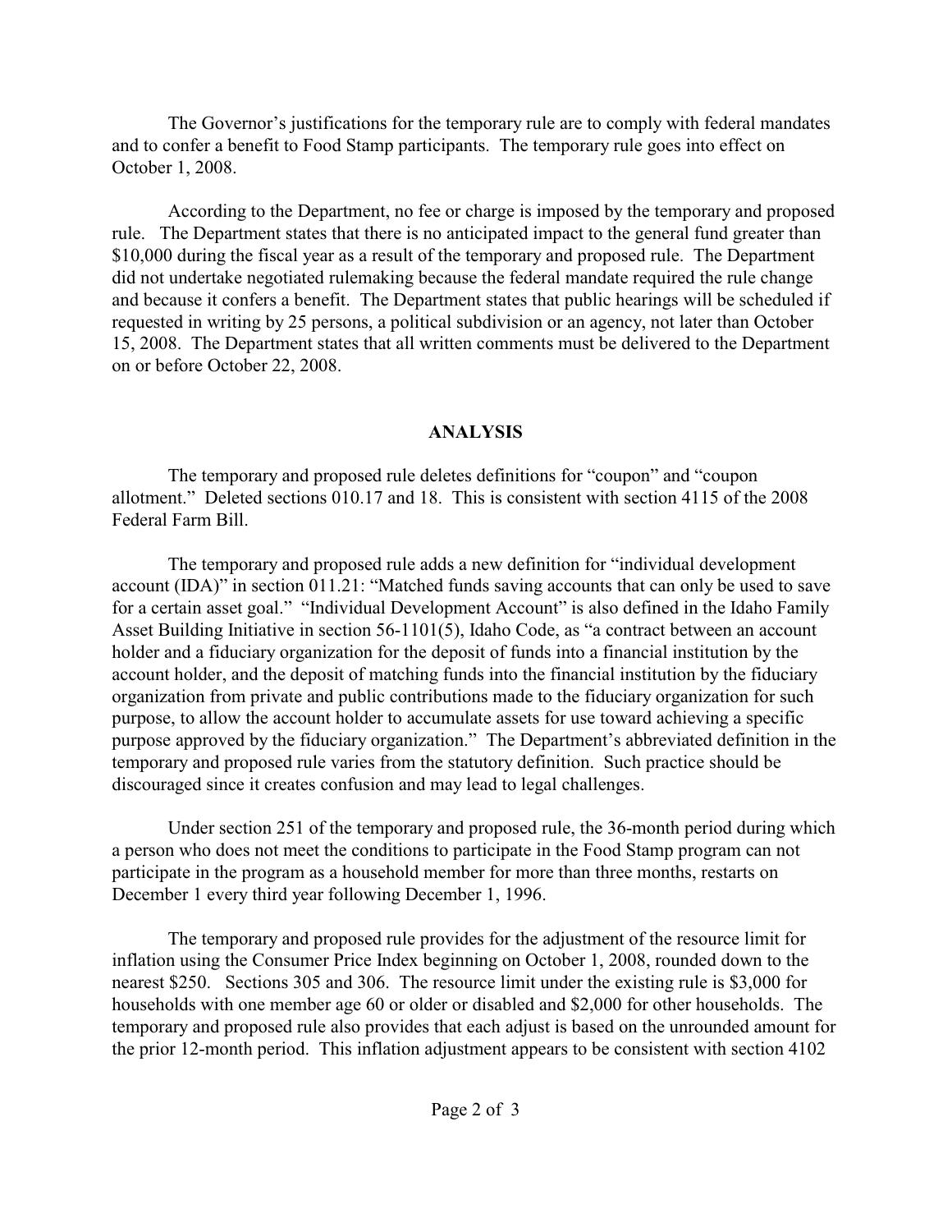The Governor's justifications for the temporary rule are to comply with federal mandates and to confer a benefit to Food Stamp participants. The temporary rule goes into effect on October 1, 2008.

According to the Department, no fee or charge is imposed by the temporary and proposed rule. The Department states that there is no anticipated impact to the general fund greater than $10,000 during the fiscal year as a result of the temporary and proposed rule. The Department did not undertake negotiated rulemaking because the federal mandate required the rule change and because it confers a benefit. The Department states that public hearings will be scheduled if requested in writing by 25 persons, a political subdivision or an agency, not later than October 15, 2008. The Department states that all written comments must be delivered to the Department on or before October 22, 2008.

## ANALYSIS

The temporary and proposed rule deletes definitions for "coupon" and "coupon allotment." Deleted sections 010.17 and 18. This is consistent with section 4115 of the 2008 Federal Farm Bill.

The temporary and proposed rule adds a new definition for "individual development account (IDA)" in section 011.21: "Matched funds saving accounts that can only be used to save for a certain asset goal." "Individual Development Account" is also defined in the Idaho Family Asset Building Initiative in section 56-1101(5), Idaho Code, as "a contract between an account holder and a fiduciary organization for the deposit of funds into a financial institution by the account holder, and the deposit of matching funds into the financial institution by the fiduciary organization from private and public contributions made to the fiduciary organization for such purpose, to allow the account holder to accumulate assets for use toward achieving a specific purpose approved by the fiduciary organization." The Department's abbreviated definition in the temporary and proposed rule varies from the statutory definition. Such practice should be discouraged since it creates confusion and may lead to legal challenges.

Under section 251 of the temporary and proposed rule, the 36-month period during which a person who does not meet the conditions to participate in the Food Stamp program can not participate in the program as a household member for more than three months, restarts on December 1 every third year following December 1, 1996.

The temporary and proposed rule provides for the adjustment of the resource limit for inflation using the Consumer Price Index beginning on October 1, 2008, rounded down to the nearest $250. Sections 305 and 306. The resource limit under the existing rule is $3,000 for households with one member age 60 or older or disabled and $2,000 for other households. The temporary and proposed rule also provides that each adjust is based on the unrounded amount for the prior 12-month period. This inflation adjustment appears to be consistent with section 4102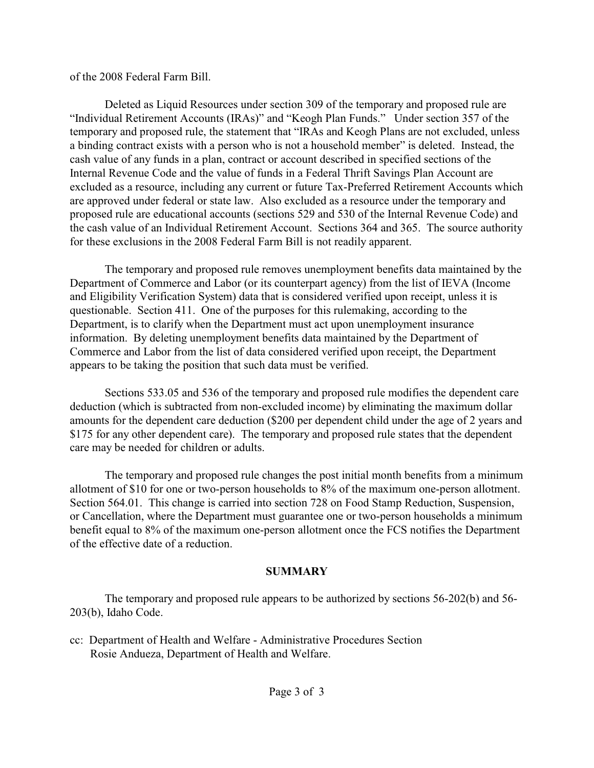of the 2008 Federal Farm Bill.

Deleted as Liquid Resources under section 309 of the temporary and proposed rule are "Individual Retirement Accounts (IRAs)" and "Keogh Plan Funds." Under section 357 of the temporary and proposed rule, the statement that "IRAs and Keogh Plans are not excluded, unless a binding contract exists with a person who is not a household member" is deleted. Instead, the cash value of any funds in a plan, contract or account described in specified sections of the Internal Revenue Code and the value of funds in a Federal Thrift Savings Plan Account are excluded as a resource, including any current or future Tax-Preferred Retirement Accounts which are approved under federal or state law. Also excluded as a resource under the temporary and proposed rule are educational accounts (sections 529 and 530 of the Internal Revenue Code) and the cash value of an Individual Retirement Account. Sections 364 and 365. The source authority for these exclusions in the 2008 Federal Farm Bill is not readily apparent.

The temporary and proposed rule removes unemployment benefits data maintained by the Department of Commerce and Labor (or its counterpart agency) from the list of IEVA (Income and Eligibility Verification System) data that is considered verified upon receipt, unless it is questionable. Section 411. One of the purposes for this rulemaking, according to the Department, is to clarify when the Department must act upon unemployment insurance information. By deleting unemployment benefits data maintained by the Department of Commerce and Labor from the list of data considered verified upon receipt, the Department appears to be taking the position that such data must be verified.

Sections 533.05 and 536 of the temporary and proposed rule modifies the dependent care deduction (which is subtracted from non-excluded income) by eliminating the maximum dollar amounts for the dependent care deduction ($200 per dependent child under the age of 2 years and $175 for any other dependent care). The temporary and proposed rule states that the dependent care may be needed for children or adults.

The temporary and proposed rule changes the post initial month benefits from a minimum allotment of $10 for one or two-person households to 8% of the maximum one-person allotment. Section 564.01. This change is carried into section 728 on Food Stamp Reduction, Suspension, or Cancellation, where the Department must guarantee one or two-person households a minimum benefit equal to 8% of the maximum one-person allotment once the FCS notifies the Department of the effective date of a reduction.

## SUMMARY

The temporary and proposed rule appears to be authorized by sections 56-202(b) and 56-203(b), Idaho Code.

cc: Department of Health and Welfare - Administrative Procedures Section
Rosie Andueza, Department of Health and Welfare.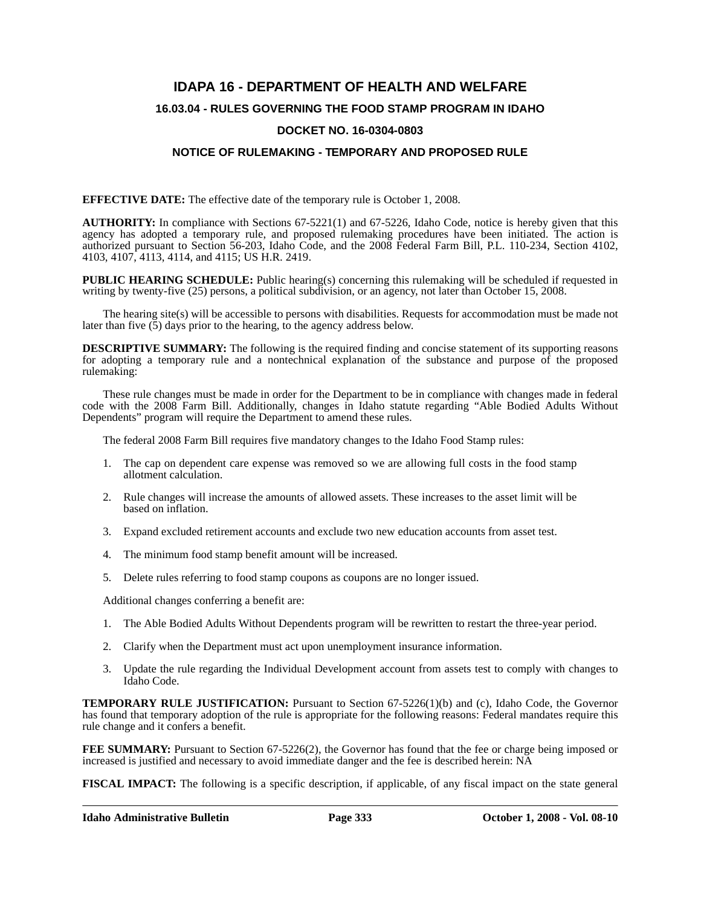# IDAPA 16 - DEPARTMENT OF HEALTH AND WELFARE

## 16.03.04 - RULES GOVERNING THE FOOD STAMP PROGRAM IN IDAHO

## DOCKET NO. 16-0304-0803

## NOTICE OF RULEMAKING - TEMPORARY AND PROPOSED RULE

**EFFECTIVE DATE:** The effective date of the temporary rule is October 1, 2008.

**AUTHORITY:** In compliance with Sections 67-5221(1) and 67-5226, Idaho Code, notice is hereby given that this agency has adopted a temporary rule, and proposed rulemaking procedures have been initiated. The action is authorized pursuant to Section 56-203, Idaho Code, and the 2008 Federal Farm Bill, P.L. 110-234, Section 4102, 4103, 4107, 4113, 4114, and 4115; US H.R. 2419.

**PUBLIC HEARING SCHEDULE:** Public hearing(s) concerning this rulemaking will be scheduled if requested in writing by twenty-five (25) persons, a political subdivision, or an agency, not later than October 15, 2008.

The hearing site(s) will be accessible to persons with disabilities. Requests for accommodation must be made not later than five (5) days prior to the hearing, to the agency address below.

**DESCRIPTIVE SUMMARY:** The following is the required finding and concise statement of its supporting reasons for adopting a temporary rule and a nontechnical explanation of the substance and purpose of the proposed rulemaking:

These rule changes must be made in order for the Department to be in compliance with changes made in federal code with the 2008 Farm Bill. Additionally, changes in Idaho statute regarding "Able Bodied Adults Without Dependents" program will require the Department to amend these rules.

The federal 2008 Farm Bill requires five mandatory changes to the Idaho Food Stamp rules:

1. The cap on dependent care expense was removed so we are allowing full costs in the food stamp allotment calculation.
2. Rule changes will increase the amounts of allowed assets. These increases to the asset limit will be based on inflation.
3. Expand excluded retirement accounts and exclude two new education accounts from asset test.
4. The minimum food stamp benefit amount will be increased.
5. Delete rules referring to food stamp coupons as coupons are no longer issued.

Additional changes conferring a benefit are:

1. The Able Bodied Adults Without Dependents program will be rewritten to restart the three-year period.
2. Clarify when the Department must act upon unemployment insurance information.
3. Update the rule regarding the Individual Development account from assets test to comply with changes to Idaho Code.

**TEMPORARY RULE JUSTIFICATION:** Pursuant to Section 67-5226(1)(b) and (c), Idaho Code, the Governor has found that temporary adoption of the rule is appropriate for the following reasons: Federal mandates require this rule change and it confers a benefit.

**FEE SUMMARY:** Pursuant to Section 67-5226(2), the Governor has found that the fee or charge being imposed or increased is justified and necessary to avoid immediate danger and the fee is described herein: NA

**FISCAL IMPACT:** The following is a specific description, if applicable, of any fiscal impact on the state general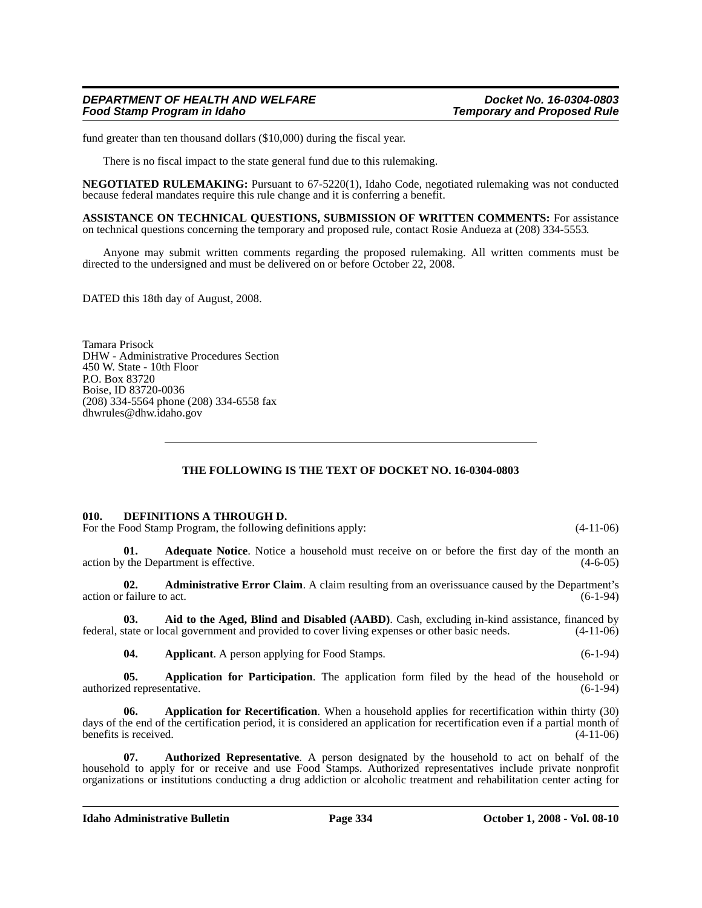fund greater than ten thousand dollars ($10,000) during the fiscal year.

There is no fiscal impact to the state general fund due to this rulemaking.

**NEGOTIATED RULEMAKING:** Pursuant to 67-5220(1), Idaho Code, negotiated rulemaking was not conducted because federal mandates require this rule change and it is conferring a benefit.

**ASSISTANCE ON TECHNICAL QUESTIONS, SUBMISSION OF WRITTEN COMMENTS:** For assistance on technical questions concerning the temporary and proposed rule, contact Rosie Andueza at (208) 334-5553.

Anyone may submit written comments regarding the proposed rulemaking. All written comments must be directed to the undersigned and must be delivered on or before October 22, 2008.

DATED this 18th day of August, 2008.

Tamara Prisock
DHW - Administrative Procedures Section
450 W. State - 10th Floor
P.O. Box 83720
Boise, ID 83720-0036
(208) 334-5564 phone (208) 334-6558 fax
dhwrules@dhw.idaho.gov

---

**THE FOLLOWING IS THE TEXT OF DOCKET NO. 16-0304-0803**

**010. DEFINITIONS A THROUGH D.**

For the Food Stamp Program, the following definitions apply: (4-11-06)

**01. Adequate Notice**. Notice a household must receive on or before the first day of the month an action by the Department is effective. (4-6-05)

**02. Administrative Error Claim**. A claim resulting from an overissuance caused by the Department's action or failure to act. (6-1-94)

**03. Aid to the Aged, Blind and Disabled (AABD)**. Cash, excluding in-kind assistance, financed by federal, state or local government and provided to cover living expenses or other basic needs. (4-11-06)

**04. Applicant**. A person applying for Food Stamps. (6-1-94)

**05. Application for Participation**. The application form filed by the head of the household or authorized representative. (6-1-94)

**06. Application for Recertification**. When a household applies for recertification within thirty (30) days of the end of the certification period, it is considered an application for recertification even if a partial month of benefits is received. (4-11-06)

**07. Authorized Representative**. A person designated by the household to act on behalf of the household to apply for or receive and use Food Stamps. Authorized representatives include private nonprofit organizations or institutions conducting a drug addiction or alcoholic treatment and rehabilitation center acting for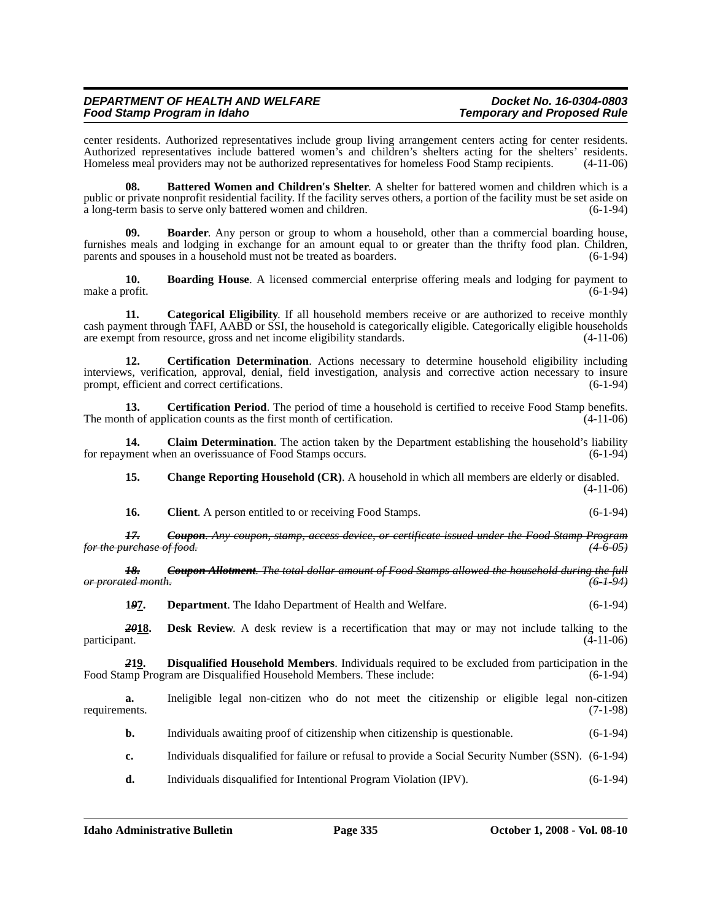center residents. Authorized representatives include group living arrangement centers acting for center residents. Authorized representatives include battered women's and children's shelters acting for the shelters' residents. Homeless meal providers may not be authorized representatives for homeless Food Stamp recipients. (4-11-06)

**08. Battered Women and Children's Shelter**. A shelter for battered women and children which is a public or private nonprofit residential facility. If the facility serves others, a portion of the facility must be set aside on a long-term basis to serve only battered women and children. (6-1-94)

**09. Boarder**. Any person or group to whom a household, other than a commercial boarding house, furnishes meals and lodging in exchange for an amount equal to or greater than the thrifty food plan. Children, parents and spouses in a household must not be treated as boarders. (6-1-94)

**10. Boarding House**. A licensed commercial enterprise offering meals and lodging for payment to make a profit. (6-1-94)

**11. Categorical Eligibility**. If all household members receive or are authorized to receive monthly cash payment through TAFI, AABD or SSI, the household is categorically eligible. Categorically eligible households are exempt from resource, gross and net income eligibility standards. (4-11-06)

**12. Certification Determination**. Actions necessary to determine household eligibility including interviews, verification, approval, denial, field investigation, analysis and corrective action necessary to insure prompt, efficient and correct certifications. (6-1-94)

**13. Certification Period**. The period of time a household is certified to receive Food Stamp benefits. The month of application counts as the first month of certification. (4-11-06)

**14. Claim Determination**. The action taken by the Department establishing the household's liability for repayment when an overissuance of Food Stamps occurs. (6-1-94)

**15. Change Reporting Household (CR)**. A household in which all members are elderly or disabled. (4-11-06)

**16. Client**. A person entitled to or receiving Food Stamps. (6-1-94)

~~***17. Coupon**. Any coupon, stamp, access device, or certificate issued under the Food Stamp Program for the purchase of food. (4-6-05)*~~

~~***18. Coupon Allotment**. The total dollar amount of Food Stamps allowed the household during the full or prorated month. (6-1-94)*~~

**1~~*9*~~7. Department**. The Idaho Department of Health and Welfare. (6-1-94)

**~~*20*~~18. Desk Review**. A desk review is a recertification that may or may not include talking to the participant. (4-11-06)

**~~*2*~~19. Disqualified Household Members**. Individuals required to be excluded from participation in the Food Stamp Program are Disqualified Household Members. These include: (6-1-94)

**a.** Ineligible legal non-citizen who do not meet the citizenship or eligible legal non-citizen requirements. (7-1-98)

**b.** Individuals awaiting proof of citizenship when citizenship is questionable. (6-1-94)

**c.** Individuals disqualified for failure or refusal to provide a Social Security Number (SSN). (6-1-94)

**d.** Individuals disqualified for Intentional Program Violation (IPV). (6-1-94)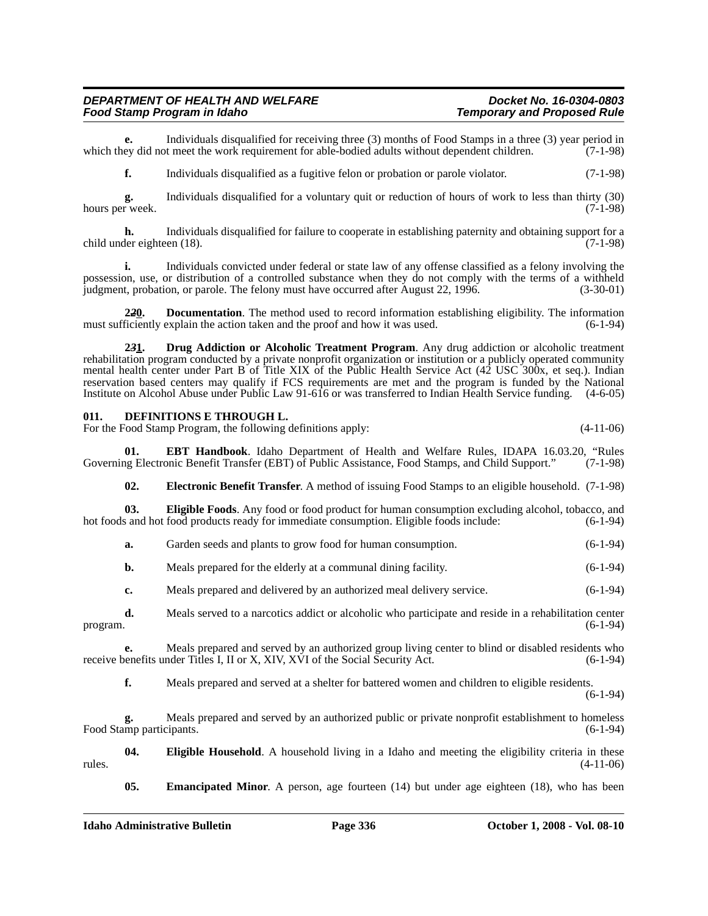**e.** Individuals disqualified for receiving three (3) months of Food Stamps in a three (3) year period in which they did not meet the work requirement for able-bodied adults without dependent children. (7-1-98)

**f.** Individuals disqualified as a fugitive felon or probation or parole violator. (7-1-98)

**g.** Individuals disqualified for a voluntary quit or reduction of hours of work to less than thirty (30) hours per week. (7-1-98)

**h.** Individuals disqualified for failure to cooperate in establishing paternity and obtaining support for a child under eighteen (18). (7-1-98)

**i.** Individuals convicted under federal or state law of any offense classified as a felony involving the possession, use, or distribution of a controlled substance when they do not comply with the terms of a withheld judgment, probation, or parole. The felony must have occurred after August 22, 1996. (3-30-01)

**2~~2~~0.** **Documentation**. The method used to record information establishing eligibility. The information must sufficiently explain the action taken and the proof and how it was used. (6-1-94)

**2~~3~~1.** **Drug Addiction or Alcoholic Treatment Program**. Any drug addiction or alcoholic treatment rehabilitation program conducted by a private nonprofit organization or institution or a publicly operated community mental health center under Part B of Title XIX of the Public Health Service Act (42 USC 300x, et seq.). Indian reservation based centers may qualify if FCS requirements are met and the program is funded by the National Institute on Alcohol Abuse under Public Law 91-616 or was transferred to Indian Health Service funding. (4-6-05)

### 011. DEFINITIONS E THROUGH L.

For the Food Stamp Program, the following definitions apply: (4-11-06)

**01.** **EBT Handbook**. Idaho Department of Health and Welfare Rules, IDAPA 16.03.20, "Rules Governing Electronic Benefit Transfer (EBT) of Public Assistance, Food Stamps, and Child Support." (7-1-98)

**02.** **Electronic Benefit Transfer**. A method of issuing Food Stamps to an eligible household. (7-1-98)

**03.** **Eligible Foods**. Any food or food product for human consumption excluding alcohol, tobacco, and hot foods and hot food products ready for immediate consumption. Eligible foods include: (6-1-94)

**a.** Garden seeds and plants to grow food for human consumption. (6-1-94)

**b.** Meals prepared for the elderly at a communal dining facility. (6-1-94)

**c.** Meals prepared and delivered by an authorized meal delivery service. (6-1-94)

**d.** Meals served to a narcotics addict or alcoholic who participate and reside in a rehabilitation center program. (6-1-94)

**e.** Meals prepared and served by an authorized group living center to blind or disabled residents who receive benefits under Titles I, II or X, XIV, XVI of the Social Security Act. (6-1-94)

**f.** Meals prepared and served at a shelter for battered women and children to eligible residents. (6-1-94)

**g.** Meals prepared and served by an authorized public or private nonprofit establishment to homeless Food Stamp participants. (6-1-94)

**04.** **Eligible Household**. A household living in a Idaho and meeting the eligibility criteria in these rules. (4-11-06)

**05.** **Emancipated Minor**. A person, age fourteen (14) but under age eighteen (18), who has been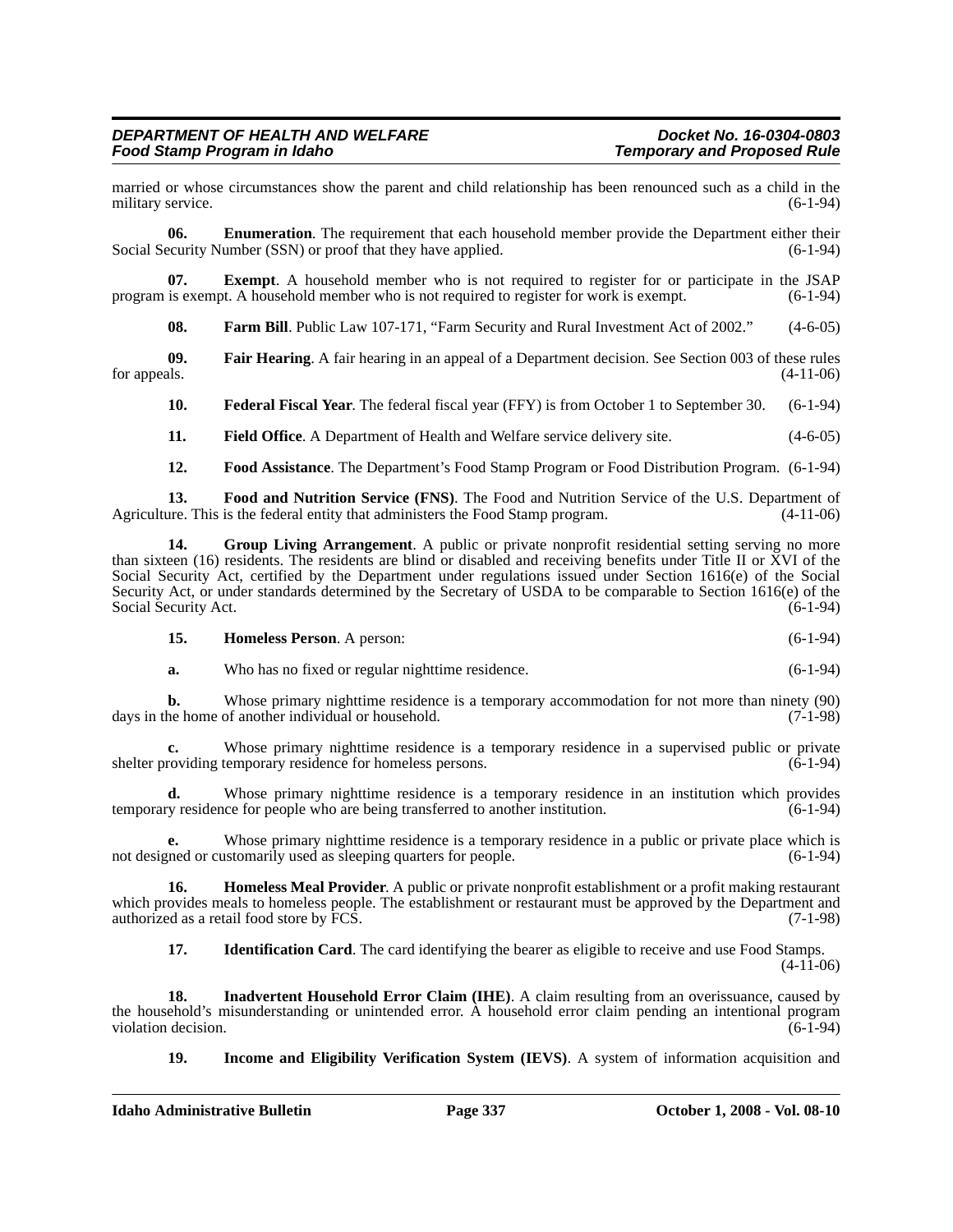married or whose circumstances show the parent and child relationship has been renounced such as a child in the military service. (6-1-94)

**06. Enumeration**. The requirement that each household member provide the Department either their Social Security Number (SSN) or proof that they have applied. (6-1-94)

**07. Exempt**. A household member who is not required to register for or participate in the JSAP program is exempt. A household member who is not required to register for work is exempt. (6-1-94)

**08. Farm Bill**. Public Law 107-171, "Farm Security and Rural Investment Act of 2002." (4-6-05)

**09. Fair Hearing**. A fair hearing in an appeal of a Department decision. See Section 003 of these rules for appeals. (4-11-06)

**10. Federal Fiscal Year**. The federal fiscal year (FFY) is from October 1 to September 30. (6-1-94)

**11. Field Office**. A Department of Health and Welfare service delivery site. (4-6-05)

**12. Food Assistance**. The Department's Food Stamp Program or Food Distribution Program. (6-1-94)

**13. Food and Nutrition Service (FNS)**. The Food and Nutrition Service of the U.S. Department of Agriculture. This is the federal entity that administers the Food Stamp program. (4-11-06)

**14. Group Living Arrangement**. A public or private nonprofit residential setting serving no more than sixteen (16) residents. The residents are blind or disabled and receiving benefits under Title II or XVI of the Social Security Act, certified by the Department under regulations issued under Section 1616(e) of the Social Security Act, or under standards determined by the Secretary of USDA to be comparable to Section 1616(e) of the Social Security Act. (6-1-94)

**15. Homeless Person**. A person: (6-1-94)

**a.** Who has no fixed or regular nighttime residence. (6-1-94)

**b.** Whose primary nighttime residence is a temporary accommodation for not more than ninety (90) days in the home of another individual or household. (7-1-98)

**c.** Whose primary nighttime residence is a temporary residence in a supervised public or private shelter providing temporary residence for homeless persons. (6-1-94)

**d.** Whose primary nighttime residence is a temporary residence in an institution which provides temporary residence for people who are being transferred to another institution. (6-1-94)

**e.** Whose primary nighttime residence is a temporary residence in a public or private place which is not designed or customarily used as sleeping quarters for people. (6-1-94)

**16. Homeless Meal Provider**. A public or private nonprofit establishment or a profit making restaurant which provides meals to homeless people. The establishment or restaurant must be approved by the Department and authorized as a retail food store by FCS. (7-1-98)

**17. Identification Card**. The card identifying the bearer as eligible to receive and use Food Stamps. (4-11-06)

**18. Inadvertent Household Error Claim (IHE)**. A claim resulting from an overissuance, caused by the household's misunderstanding or unintended error. A household error claim pending an intentional program violation decision. (6-1-94)

**19. Income and Eligibility Verification System (IEVS)**. A system of information acquisition and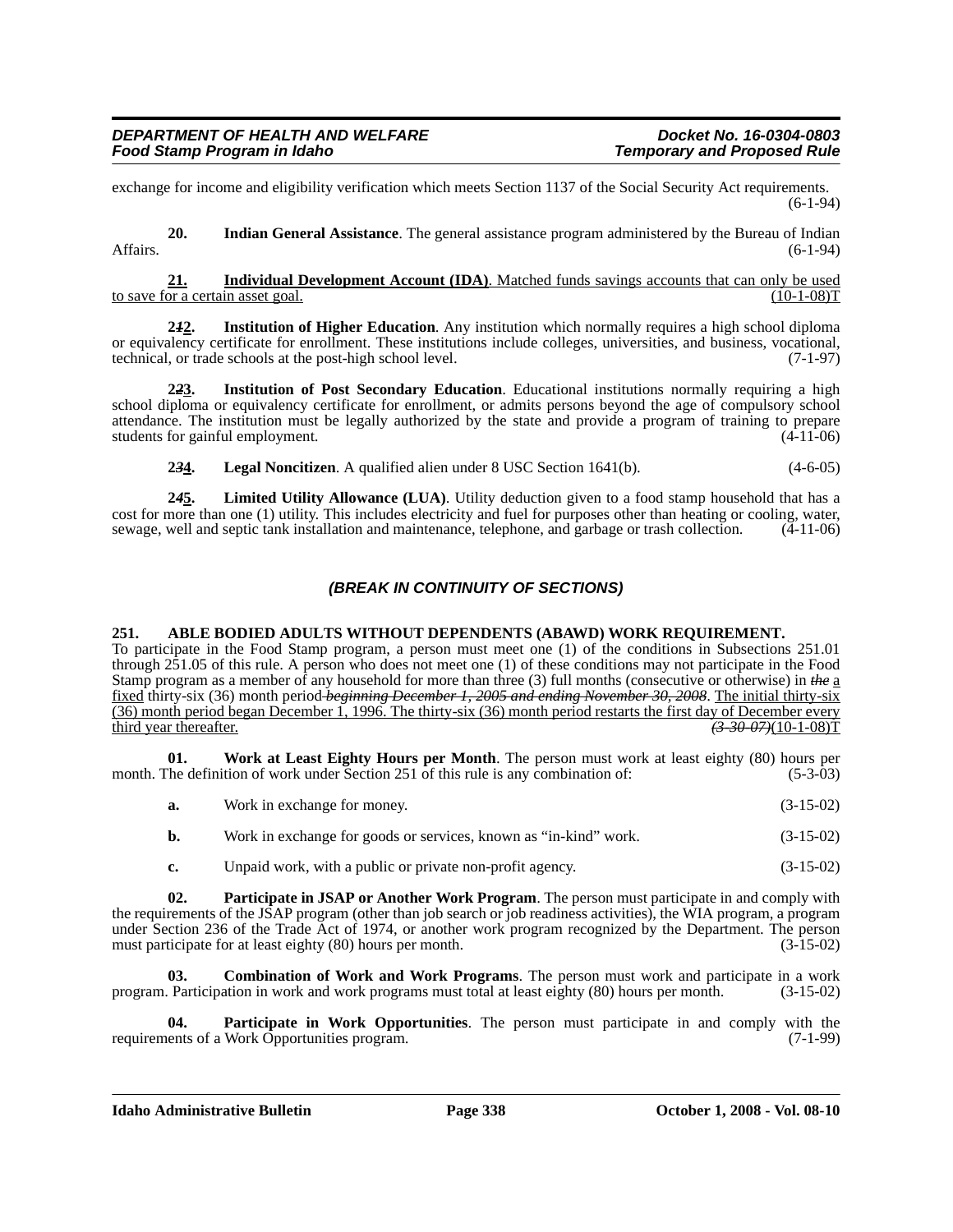exchange for income and eligibility verification which meets Section 1137 of the Social Security Act requirements. (6-1-94)

**20. Indian General Assistance**. The general assistance program administered by the Bureau of Indian Affairs. (6-1-94)

**21. Individual Development Account (IDA)**. Matched funds savings accounts that can only be used to save for a certain asset goal. (10-1-08)T

**2*1*2. Institution of Higher Education**. Any institution which normally requires a high school diploma or equivalency certificate for enrollment. These institutions include colleges, universities, and business, vocational, technical, or trade schools at the post-high school level. (7-1-97)

**2*2*3. Institution of Post Secondary Education**. Educational institutions normally requiring a high school diploma or equivalency certificate for enrollment, or admits persons beyond the age of compulsory school attendance. The institution must be legally authorized by the state and provide a program of training to prepare students for gainful employment. (4-11-06)

**2*3*4. Legal Noncitizen**. A qualified alien under 8 USC Section 1641(b). (4-6-05)

**2*4*5. Limited Utility Allowance (LUA)**. Utility deduction given to a food stamp household that has a cost for more than one (1) utility. This includes electricity and fuel for purposes other than heating or cooling, water, sewage, well and septic tank installation and maintenance, telephone, and garbage or trash collection. (4-11-06)

### *(BREAK IN CONTINUITY OF SECTIONS)*

**251. ABLE BODIED ADULTS WITHOUT DEPENDENTS (ABAWD) WORK REQUIREMENT.**

To participate in the Food Stamp program, a person must meet one (1) of the conditions in Subsections 251.01 through 251.05 of this rule. A person who does not meet one (1) of these conditions may not participate in the Food Stamp program as a member of any household for more than three (3) full months (consecutive or otherwise) in ~~*the*~~ a fixed thirty-six (36) month period ~~*beginning December 1, 2005 and ending November 30, 2008*~~. The initial thirty-six (36) month period began December 1, 1996. The thirty-six (36) month period restarts the first day of December every third year thereafter. ~~*(3-30-07)*~~(10-1-08)T

**01. Work at Least Eighty Hours per Month**. The person must work at least eighty (80) hours per month. The definition of work under Section 251 of this rule is any combination of: (5-3-03)

**a.** Work in exchange for money. (3-15-02)

**b.** Work in exchange for goods or services, known as "in-kind" work. (3-15-02)

**c.** Unpaid work, with a public or private non-profit agency. (3-15-02)

**02. Participate in JSAP or Another Work Program**. The person must participate in and comply with the requirements of the JSAP program (other than job search or job readiness activities), the WIA program, a program under Section 236 of the Trade Act of 1974, or another work program recognized by the Department. The person must participate for at least eighty (80) hours per month. (3-15-02)

**03. Combination of Work and Work Programs**. The person must work and participate in a work program. Participation in work and work programs must total at least eighty (80) hours per month. (3-15-02)

**04. Participate in Work Opportunities**. The person must participate in and comply with the requirements of a Work Opportunities program. (7-1-99)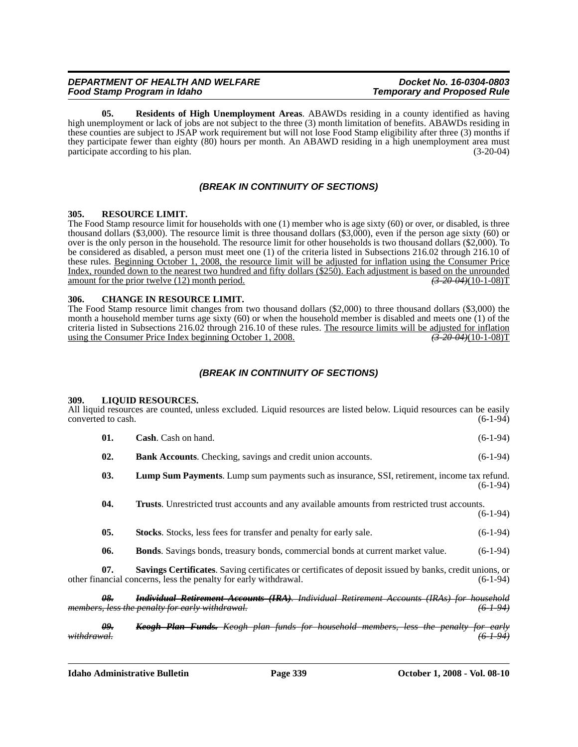**05. Residents of High Unemployment Areas**. ABAWDs residing in a county identified as having high unemployment or lack of jobs are not subject to the three (3) month limitation of benefits. ABAWDs residing in these counties are subject to JSAP work requirement but will not lose Food Stamp eligibility after three (3) months if they participate fewer than eighty (80) hours per month. An ABAWD residing in a high unemployment area must participate according to his plan. (3-20-04)

***(BREAK IN CONTINUITY OF SECTIONS)***

### 305. RESOURCE LIMIT.

The Food Stamp resource limit for households with one (1) member who is age sixty (60) or over, or disabled, is three thousand dollars ($3,000). The resource limit is three thousand dollars ($3,000), even if the person age sixty (60) or over is the only person in the household. The resource limit for other households is two thousand dollars ($2,000). To be considered as disabled, a person must meet one (1) of the criteria listed in Subsections 216.02 through 216.10 of these rules. <u>Beginning October 1, 2008, the resource limit will be adjusted for inflation using the Consumer Price Index, rounded down to the nearest two hundred and fifty dollars ($250). Each adjustment is based on the unrounded amount for the prior twelve (12) month period.</u> ~~*(3-20-04)*~~(10-1-08)T

### 306. CHANGE IN RESOURCE LIMIT.

The Food Stamp resource limit changes from two thousand dollars ($2,000) to three thousand dollars ($3,000) the month a household member turns age sixty (60) or when the household member is disabled and meets one (1) of the criteria listed in Subsections 216.02 through 216.10 of these rules. <u>The resource limits will be adjusted for inflation using the Consumer Price Index beginning October 1, 2008.</u> ~~*(3-20-04)*~~(10-1-08)T

***(BREAK IN CONTINUITY OF SECTIONS)***

### 309. LIQUID RESOURCES.

All liquid resources are counted, unless excluded. Liquid resources are listed below. Liquid resources can be easily converted to cash. (6-1-94)

**01. Cash**. Cash on hand. (6-1-94)

**02. Bank Accounts**. Checking, savings and credit union accounts. (6-1-94)

**03. Lump Sum Payments**. Lump sum payments such as insurance, SSI, retirement, income tax refund. (6-1-94)

**04. Trusts**. Unrestricted trust accounts and any available amounts from restricted trust accounts. (6-1-94)

**05. Stocks**. Stocks, less fees for transfer and penalty for early sale. (6-1-94)

**06. Bonds**. Savings bonds, treasury bonds, commercial bonds at current market value. (6-1-94)

**07. Savings Certificates**. Saving certificates or certificates of deposit issued by banks, credit unions, or other financial concerns, less the penalty for early withdrawal. (6-1-94)

~~***08. Individual Retirement Accounts (IRA)**. Individual Retirement Accounts (IRAs) for household members, less the penalty for early withdrawal. (6-1-94)*~~

~~***09. Keogh Plan Funds.** Keogh plan funds for household members, less the penalty for early withdrawal. (6-1-94)*~~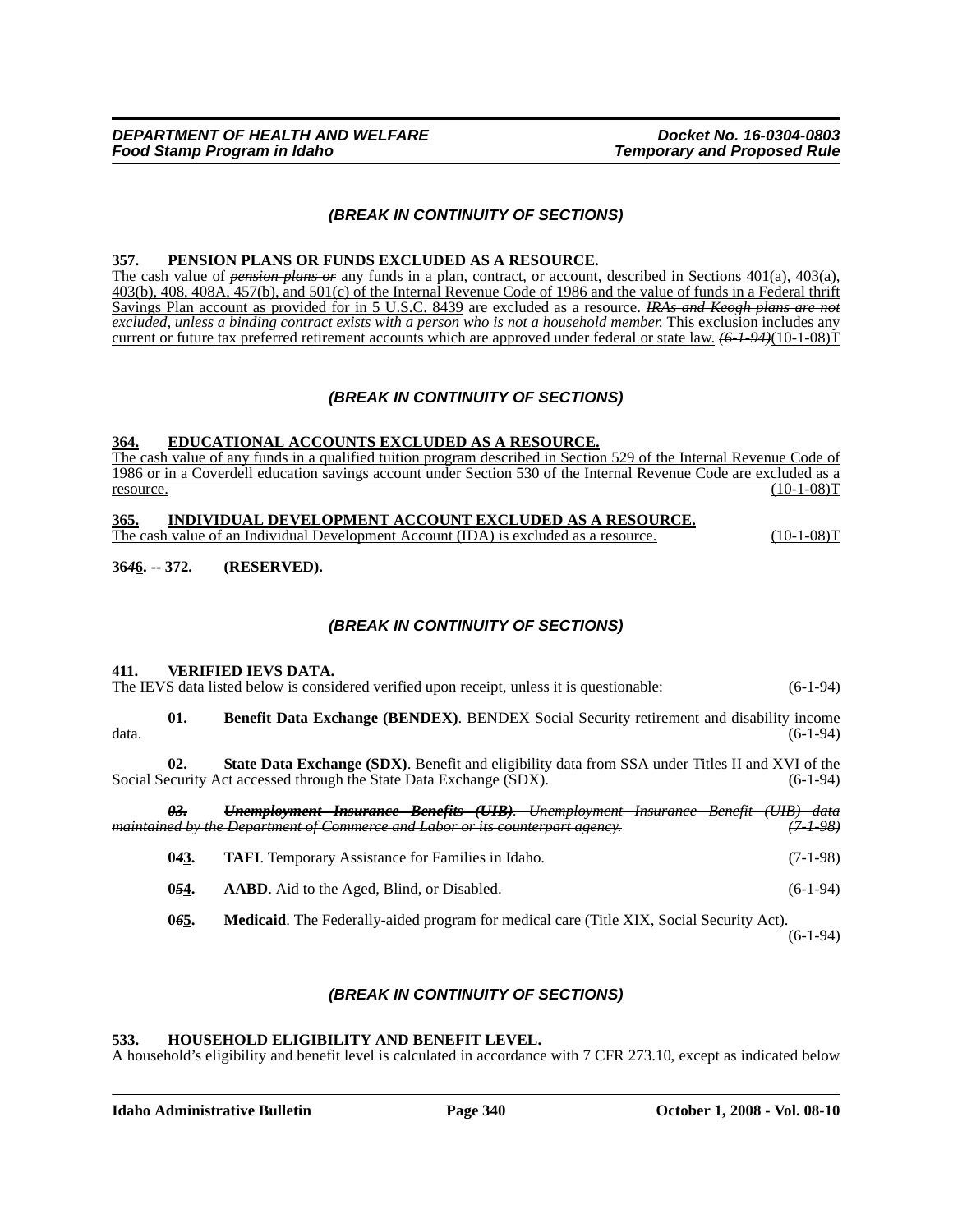*(BREAK IN CONTINUITY OF SECTIONS)*

**357. PENSION PLANS OR FUNDS EXCLUDED AS A RESOURCE.**
The cash value of ~~*pension plans or*~~ any funds in a plan, contract, or account, described in Sections 401(a), 403(a), 403(b), 408, 408A, 457(b), and 501(c) of the Internal Revenue Code of 1986 and the value of funds in a Federal thrift Savings Plan account as provided for in 5 U.S.C. 8439 are excluded as a resource. ~~*IRAs and Keogh plans are not excluded, unless a binding contract exists with a person who is not a household member.*~~ This exclusion includes any current or future tax preferred retirement accounts which are approved under federal or state law. ~~*(6-1-94)*~~(10-1-08)T

*(BREAK IN CONTINUITY OF SECTIONS)*

**364. EDUCATIONAL ACCOUNTS EXCLUDED AS A RESOURCE.**
The cash value of any funds in a qualified tuition program described in Section 529 of the Internal Revenue Code of 1986 or in a Coverdell education savings account under Section 530 of the Internal Revenue Code are excluded as a resource. (10-1-08)T

**365. INDIVIDUAL DEVELOPMENT ACCOUNT EXCLUDED AS A RESOURCE.**
The cash value of an Individual Development Account (IDA) is excluded as a resource. (10-1-08)T

**36~~*4*~~6. -- 372. (RESERVED).**

*(BREAK IN CONTINUITY OF SECTIONS)*

**411. VERIFIED IEVS DATA.**
The IEVS data listed below is considered verified upon receipt, unless it is questionable: (6-1-94)

**01. Benefit Data Exchange (BENDEX)**. BENDEX Social Security retirement and disability income data. (6-1-94)

**02. State Data Exchange (SDX)**. Benefit and eligibility data from SSA under Titles II and XVI of the Social Security Act accessed through the State Data Exchange (SDX). (6-1-94)

~~***03. Unemployment Insurance Benefits (UIB)**. Unemployment Insurance Benefit (UIB) data maintained by the Department of Commerce and Labor or its counterpart agency. (7-1-98)*~~

**0~~*4*~~3. TAFI**. Temporary Assistance for Families in Idaho. (7-1-98)

**0~~*5*~~4. AABD**. Aid to the Aged, Blind, or Disabled. (6-1-94)

**0~~*6*~~5. Medicaid**. The Federally-aided program for medical care (Title XIX, Social Security Act). (6-1-94)

*(BREAK IN CONTINUITY OF SECTIONS)*

**533. HOUSEHOLD ELIGIBILITY AND BENEFIT LEVEL.**
A household's eligibility and benefit level is calculated in accordance with 7 CFR 273.10, except as indicated below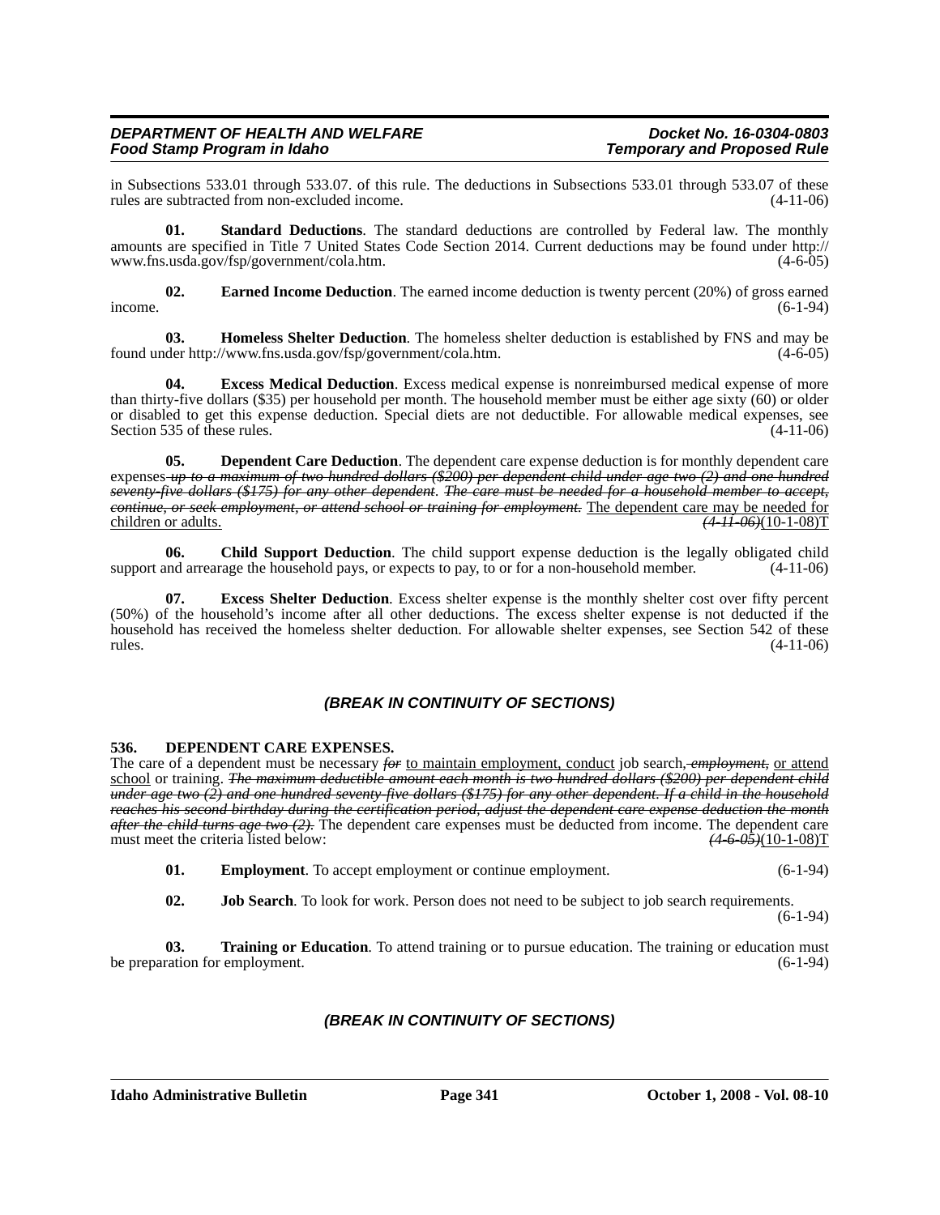in Subsections 533.01 through 533.07. of this rule. The deductions in Subsections 533.01 through 533.07 of these rules are subtracted from non-excluded income. (4-11-06)

**01. Standard Deductions**. The standard deductions are controlled by Federal law. The monthly amounts are specified in Title 7 United States Code Section 2014. Current deductions may be found under http://www.fns.usda.gov/fsp/government/cola.htm. (4-6-05)

**02. Earned Income Deduction**. The earned income deduction is twenty percent (20%) of gross earned income. (6-1-94)

**03. Homeless Shelter Deduction**. The homeless shelter deduction is established by FNS and may be found under http://www.fns.usda.gov/fsp/government/cola.htm. (4-6-05)

**04. Excess Medical Deduction**. Excess medical expense is nonreimbursed medical expense of more than thirty-five dollars ($35) per household per month. The household member must be either age sixty (60) or older or disabled to get this expense deduction. Special diets are not deductible. For allowable medical expenses, see Section 535 of these rules. (4-11-06)

**05. Dependent Care Deduction**. The dependent care expense deduction is for monthly dependent care expenses ~~*up to a maximum of two hundred dollars ($200) per dependent child under age two (2) and one hundred seventy-five dollars ($175) for any other dependent*~~. ~~*The care must be needed for a household member to accept, continue, or seek employment, or attend school or training for employment.*~~ <u>The dependent care may be needed for children or adults.</u> ~~*(4-11-06)*~~(10-1-08)T

**06. Child Support Deduction**. The child support expense deduction is the legally obligated child support and arrearage the household pays, or expects to pay, to or for a non-household member. (4-11-06)

**07. Excess Shelter Deduction**. Excess shelter expense is the monthly shelter cost over fifty percent (50%) of the household's income after all other deductions. The excess shelter expense is not deducted if the household has received the homeless shelter deduction. For allowable shelter expenses, see Section 542 of these rules. (4-11-06)

***(BREAK IN CONTINUITY OF SECTIONS)***

**536. DEPENDENT CARE EXPENSES.**

The care of a dependent must be necessary ~~*for*~~ <u>to maintain employment, conduct</u> job search, ~~*employment,*~~ <u>or attend school</u> or training. ~~*The maximum deductible amount each month is two hundred dollars ($200) per dependent child under age two (2) and one hundred seventy-five dollars ($175) for any other dependent. If a child in the household reaches his second birthday during the certification period, adjust the dependent care expense deduction the month after the child turns age two (2).*~~ The dependent care expenses must be deducted from income. The dependent care must meet the criteria listed below: ~~*(4-6-05)*~~(10-1-08)T

**01. Employment**. To accept employment or continue employment. (6-1-94)

**02. Job Search**. To look for work. Person does not need to be subject to job search requirements. (6-1-94)

**03. Training or Education**. To attend training or to pursue education. The training or education must be preparation for employment. (6-1-94)

***(BREAK IN CONTINUITY OF SECTIONS)***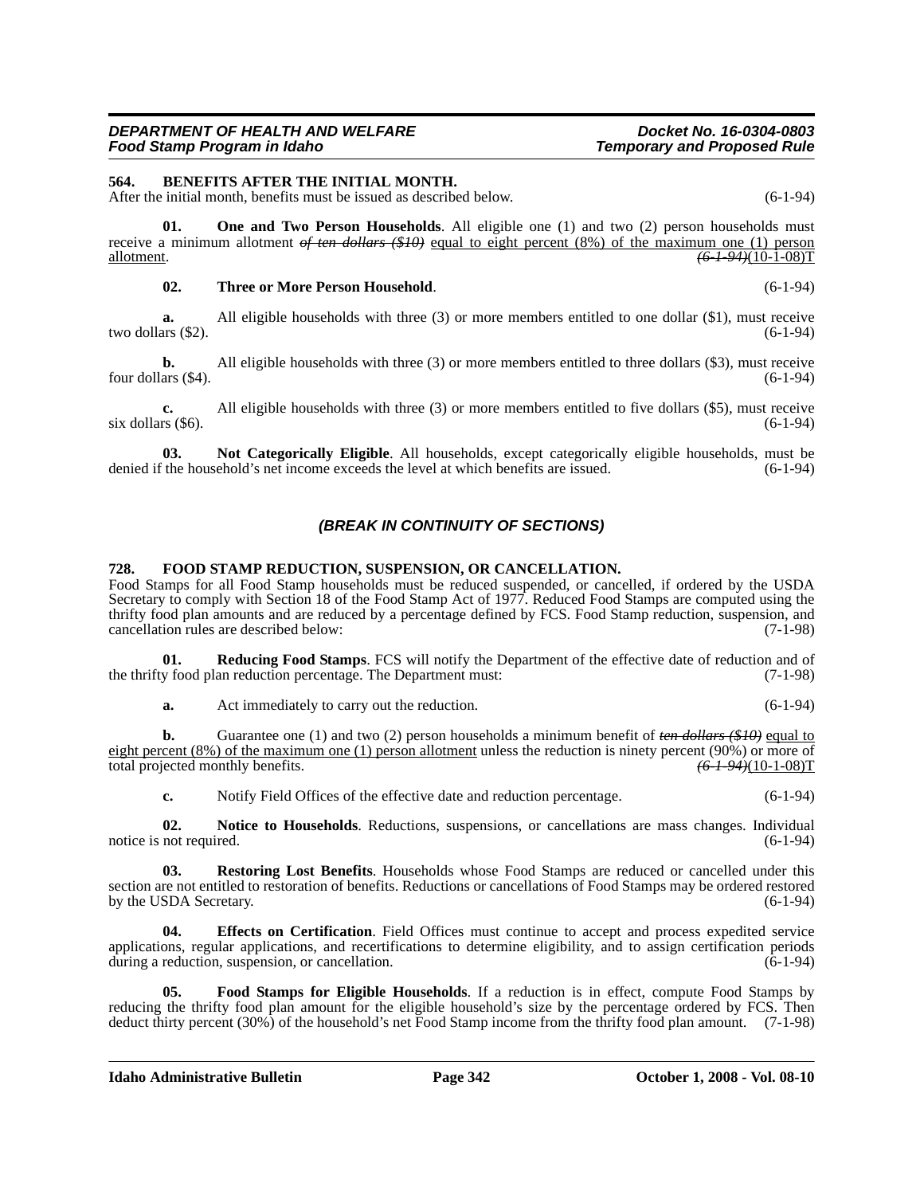**564. BENEFITS AFTER THE INITIAL MONTH.**

After the initial month, benefits must be issued as described below. (6-1-94)

**01. One and Two Person Households**. All eligible one (1) and two (2) person households must receive a minimum allotment ~~*of ten dollars ($10)*~~ equal to eight percent (8%) of the maximum one (1) person allotment. ~~*(6-1-94)*~~(10-1-08)T

**02. Three or More Person Household**. (6-1-94)

**a.** All eligible households with three (3) or more members entitled to one dollar ($1), must receive two dollars ($2). (6-1-94)

**b.** All eligible households with three (3) or more members entitled to three dollars ($3), must receive four dollars ($4). (6-1-94)

**c.** All eligible households with three (3) or more members entitled to five dollars ($5), must receive six dollars ($6). (6-1-94)

**03. Not Categorically Eligible**. All households, except categorically eligible households, must be denied if the household's net income exceeds the level at which benefits are issued. (6-1-94)

***(BREAK IN CONTINUITY OF SECTIONS)***

**728. FOOD STAMP REDUCTION, SUSPENSION, OR CANCELLATION.**

Food Stamps for all Food Stamp households must be reduced suspended, or cancelled, if ordered by the USDA Secretary to comply with Section 18 of the Food Stamp Act of 1977. Reduced Food Stamps are computed using the thrifty food plan amounts and are reduced by a percentage defined by FCS. Food Stamp reduction, suspension, and cancellation rules are described below: (7-1-98)

**01. Reducing Food Stamps**. FCS will notify the Department of the effective date of reduction and of the thrifty food plan reduction percentage. The Department must: (7-1-98)

**a.** Act immediately to carry out the reduction. (6-1-94)

**b.** Guarantee one (1) and two (2) person households a minimum benefit of ~~*ten dollars ($10)*~~ equal to eight percent (8%) of the maximum one (1) person allotment unless the reduction is ninety percent (90%) or more of total projected monthly benefits. ~~*(6-1-94)*~~(10-1-08)T

**c.** Notify Field Offices of the effective date and reduction percentage. (6-1-94)

**02. Notice to Households**. Reductions, suspensions, or cancellations are mass changes. Individual notice is not required. (6-1-94)

**03. Restoring Lost Benefits**. Households whose Food Stamps are reduced or cancelled under this section are not entitled to restoration of benefits. Reductions or cancellations of Food Stamps may be ordered restored by the USDA Secretary. (6-1-94)

**04. Effects on Certification**. Field Offices must continue to accept and process expedited service applications, regular applications, and recertifications to determine eligibility, and to assign certification periods during a reduction, suspension, or cancellation. (6-1-94)

**05. Food Stamps for Eligible Households**. If a reduction is in effect, compute Food Stamps by reducing the thrifty food plan amount for the eligible household's size by the percentage ordered by FCS. Then deduct thirty percent (30%) of the household's net Food Stamp income from the thrifty food plan amount. (7-1-98)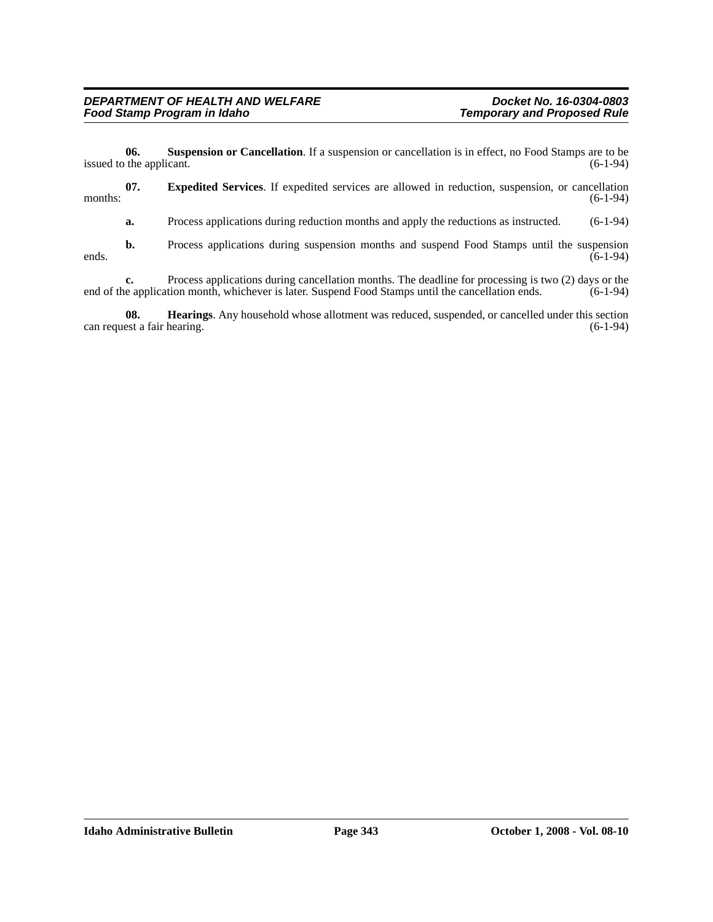**06. Suspension or Cancellation**. If a suspension or cancellation is in effect, no Food Stamps are to be issued to the applicant. (6-1-94)

**07. Expedited Services**. If expedited services are allowed in reduction, suspension, or cancellation months: (6-1-94)

**a.** Process applications during reduction months and apply the reductions as instructed. (6-1-94)

**b.** Process applications during suspension months and suspend Food Stamps until the suspension ends. (6-1-94)

**c.** Process applications during cancellation months. The deadline for processing is two (2) days or the end of the application month, whichever is later. Suspend Food Stamps until the cancellation ends. (6-1-94)

**08. Hearings**. Any household whose allotment was reduced, suspended, or cancelled under this section can request a fair hearing. (6-1-94)